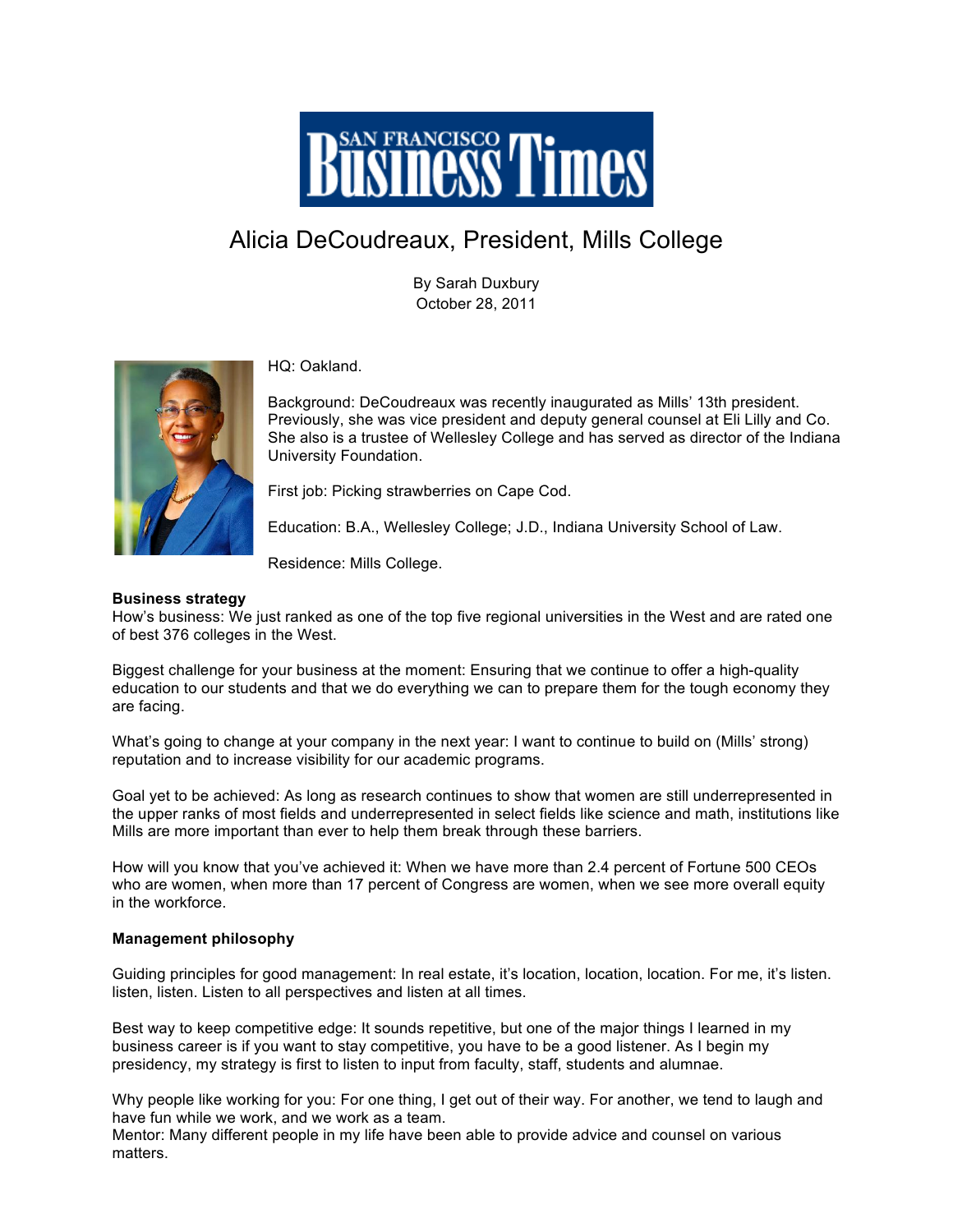# San Francisco Business Times

## Alicia DeCoudreaux, President, Mills College

By Sarah Duxbury
October 28, 2011

HQ: Oakland.

Background: DeCoudreaux was recently inaugurated as Mills' 13th president. Previously, she was vice president and deputy general counsel at Eli Lilly and Co. She also is a trustee of Wellesley College and has served as director of the Indiana University Foundation.

First job: Picking strawberries on Cape Cod.

Education: B.A., Wellesley College; J.D., Indiana University School of Law.

Residence: Mills College.

**Business strategy**

How's business: We just ranked as one of the top five regional universities in the West and are rated one of best 376 colleges in the West.

Biggest challenge for your business at the moment: Ensuring that we continue to offer a high-quality education to our students and that we do everything we can to prepare them for the tough economy they are facing.

What's going to change at your company in the next year: I want to continue to build on (Mills' strong) reputation and to increase visibility for our academic programs.

Goal yet to be achieved: As long as research continues to show that women are still underrepresented in the upper ranks of most fields and underrepresented in select fields like science and math, institutions like Mills are more important than ever to help them break through these barriers.

How will you know that you've achieved it: When we have more than 2.4 percent of Fortune 500 CEOs who are women, when more than 17 percent of Congress are women, when we see more overall equity in the workforce.

**Management philosophy**

Guiding principles for good management: In real estate, it's location, location, location. For me, it's listen. listen, listen. Listen to all perspectives and listen at all times.

Best way to keep competitive edge: It sounds repetitive, but one of the major things I learned in my business career is if you want to stay competitive, you have to be a good listener. As I begin my presidency, my strategy is first to listen to input from faculty, staff, students and alumnae.

Why people like working for you: For one thing, I get out of their way. For another, we tend to laugh and have fun while we work, and we work as a team.
Mentor: Many different people in my life have been able to provide advice and counsel on various matters.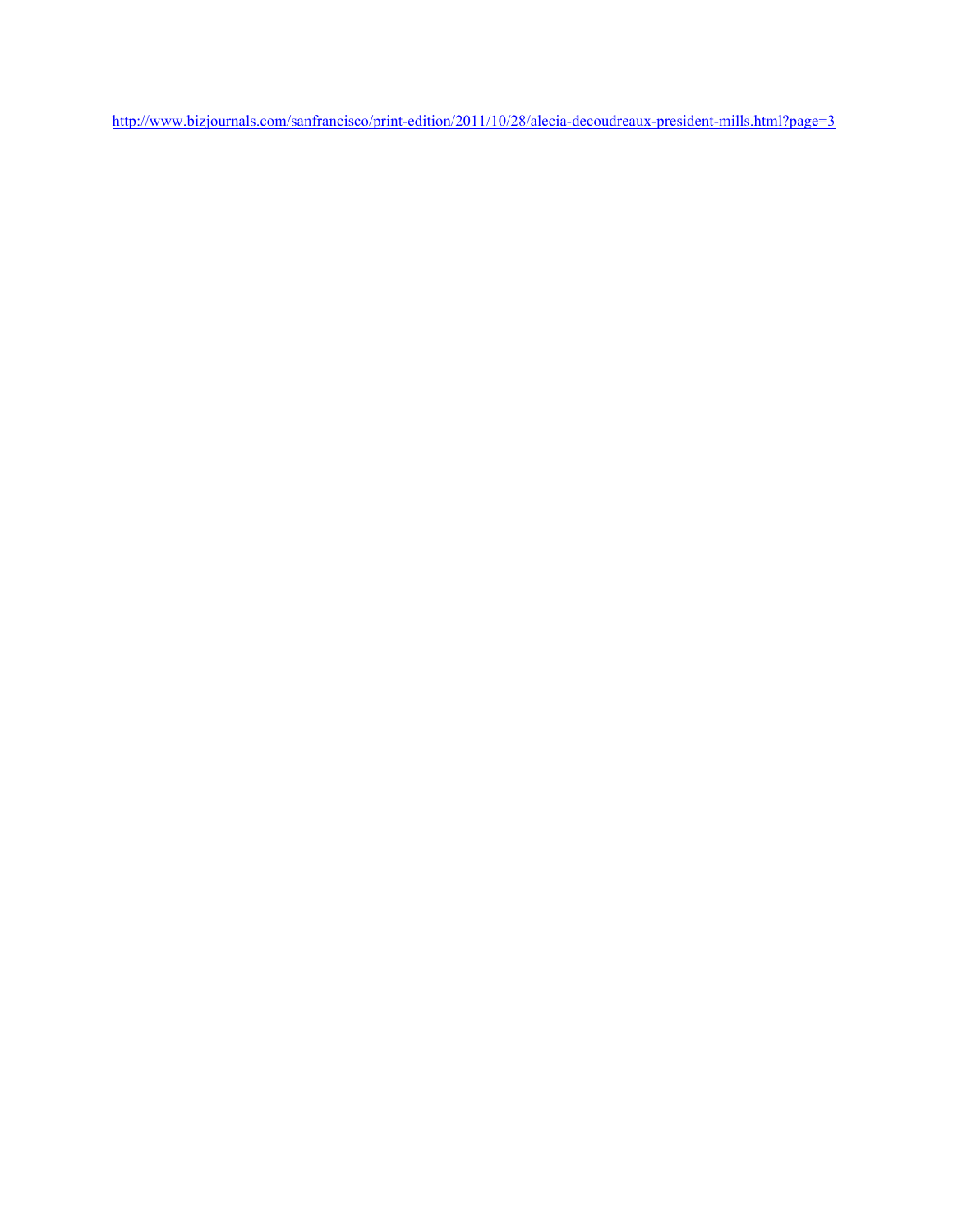http://www.bizjournals.com/sanfrancisco/print-edition/2011/10/28/alecia-decoudreaux-president-mills.html?page=3